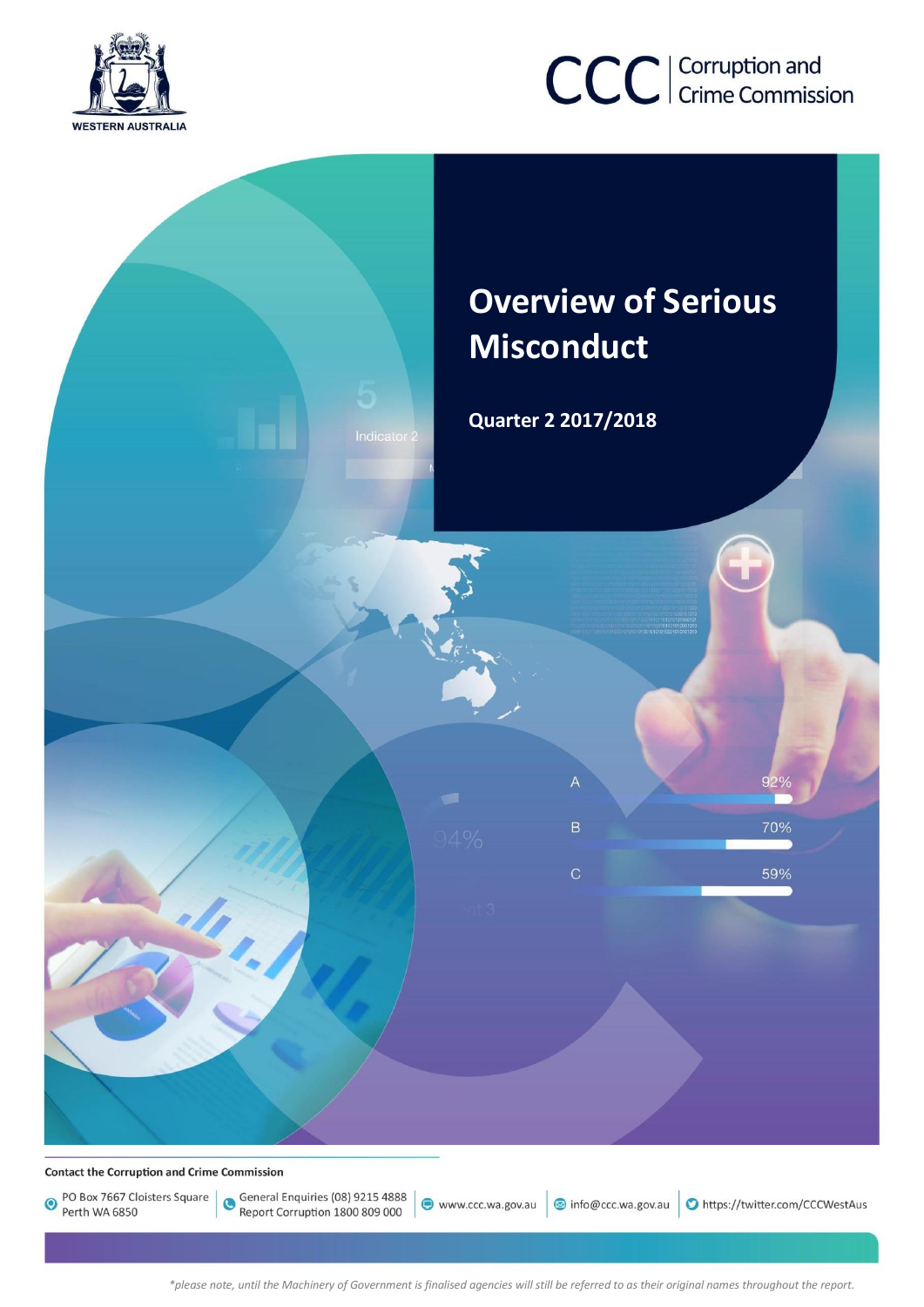WESTERN AUSTRALIA

CCC | Corruption and Crime Commission

# Overview of Serious Misconduct

## Quarter 2 2017/2018

**Contact the Corruption and Crime Commission**

PO Box 7667 Cloisters Square Perth WA 6850 | General Enquiries (08) 9215 4888 Report Corruption 1800 809 000 | www.ccc.wa.gov.au | info@ccc.wa.gov.au | https://twitter.com/CCCWestAus

*please note, until the Machinery of Government is finalised agencies will still be referred to as their original names throughout the report.*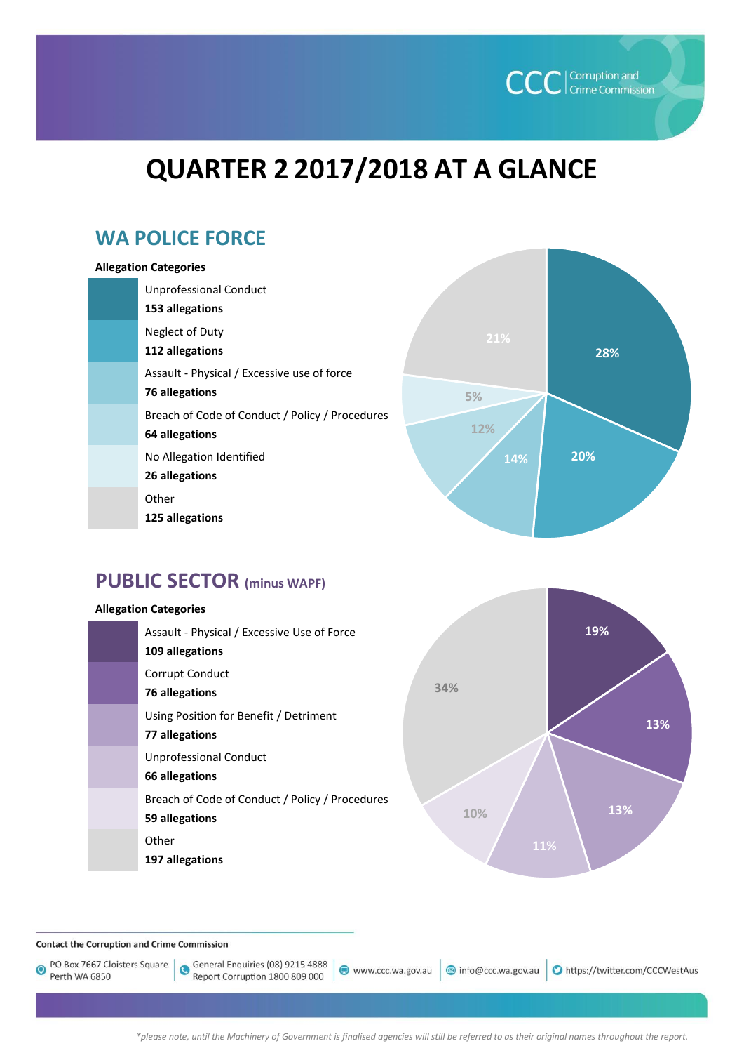# QUARTER 2 2017/2018 AT A GLANCE

## WA POLICE FORCE

**Allegation Categories**

| Category | Allegations | Percentage |
|---|---|---|
| Unprofessional Conduct | **153 allegations** | 28% |
| Neglect of Duty | **112 allegations** | 20% |
| Assault - Physical / Excessive use of force | **76 allegations** | 14% |
| Breach of Code of Conduct / Policy / Procedures | **64 allegations** | 12% |
| No Allegation Identified | **26 allegations** | 5% |
| Other | **125 allegations** | 21% |

## PUBLIC SECTOR (minus WAPF)

**Allegation Categories**

| Category | Allegations | Percentage |
|---|---|---|
| Assault - Physical / Excessive Use of Force | **109 allegations** | 19% |
| Corrupt Conduct | **76 allegations** | 13% |
| Using Position for Benefit / Detriment | **77 allegations** | 13% |
| Unprofessional Conduct | **66 allegations** | 11% |
| Breach of Code of Conduct / Policy / Procedures | **59 allegations** | 10% |
| Other | **197 allegations** | 34% |

**Contact the Corruption and Crime Commission**

PO Box 7667 Cloisters Square Perth WA 6850 | General Enquiries (08) 9215 4888 Report Corruption 1800 809 000 | www.ccc.wa.gov.au | info@ccc.wa.gov.au | https://twitter.com/CCCWestAus

*\*please note, until the Machinery of Government is finalised agencies will still be referred to as their original names throughout the report.*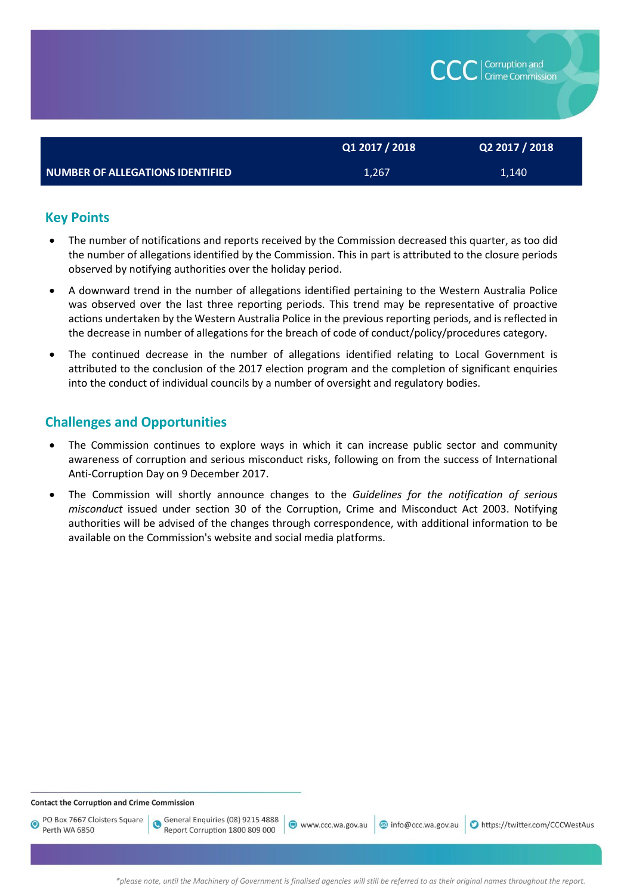| | Q1 2017 / 2018 | Q2 2017 / 2018 |
|---|---|---|
| **NUMBER OF ALLEGATIONS IDENTIFIED** | 1,267 | 1,140 |

## Key Points

- The number of notifications and reports received by the Commission decreased this quarter, as too did the number of allegations identified by the Commission. This in part is attributed to the closure periods observed by notifying authorities over the holiday period.
- A downward trend in the number of allegations identified pertaining to the Western Australia Police was observed over the last three reporting periods. This trend may be representative of proactive actions undertaken by the Western Australia Police in the previous reporting periods, and is reflected in the decrease in number of allegations for the breach of code of conduct/policy/procedures category.
- The continued decrease in the number of allegations identified relating to Local Government is attributed to the conclusion of the 2017 election program and the completion of significant enquiries into the conduct of individual councils by a number of oversight and regulatory bodies.

## Challenges and Opportunities

- The Commission continues to explore ways in which it can increase public sector and community awareness of corruption and serious misconduct risks, following on from the success of International Anti-Corruption Day on 9 December 2017.
- The Commission will shortly announce changes to the *Guidelines for the notification of serious misconduct* issued under section 30 of the Corruption, Crime and Misconduct Act 2003. Notifying authorities will be advised of the changes through correspondence, with additional information to be available on the Commission's website and social media platforms.

**Contact the Corruption and Crime Commission**

PO Box 7667 Cloisters Square Perth WA 6850 | General Enquiries (08) 9215 4888 Report Corruption 1800 809 000 | www.ccc.wa.gov.au | info@ccc.wa.gov.au | https://twitter.com/CCCWestAus

*please note, until the Machinery of Government is finalised agencies will still be referred to as their original names throughout the report.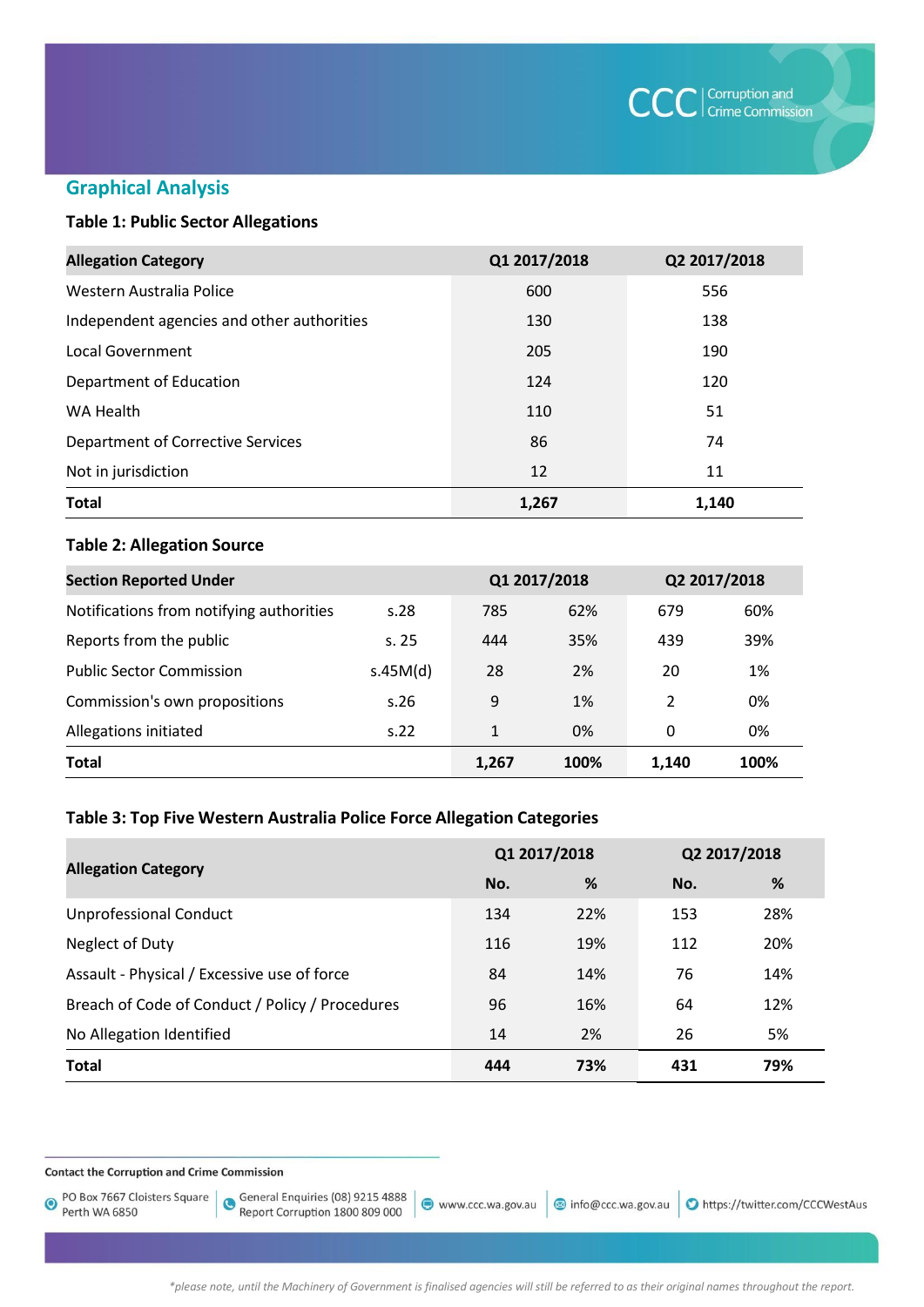## Graphical Analysis

### Table 1: Public Sector Allegations

| Allegation Category | Q1 2017/2018 | Q2 2017/2018 |
|---|---|---|
| Western Australia Police | 600 | 556 |
| Independent agencies and other authorities | 130 | 138 |
| Local Government | 205 | 190 |
| Department of Education | 124 | 120 |
| WA Health | 110 | 51 |
| Department of Corrective Services | 86 | 74 |
| Not in jurisdiction | 12 | 11 |
| **Total** | **1,267** | **1,140** |

### Table 2: Allegation Source

| Section Reported Under | | Q1 2017/2018 | | Q2 2017/2018 | |
|---|---|---|---|---|---|
| Notifications from notifying authorities | s.28 | 785 | 62% | 679 | 60% |
| Reports from the public | s. 25 | 444 | 35% | 439 | 39% |
| Public Sector Commission | s.45M(d) | 28 | 2% | 20 | 1% |
| Commission's own propositions | s.26 | 9 | 1% | 2 | 0% |
| Allegations initiated | s.22 | 1 | 0% | 0 | 0% |
| **Total** | | **1,267** | **100%** | **1,140** | **100%** |

### Table 3: Top Five Western Australia Police Force Allegation Categories

| Allegation Category | Q1 2017/2018 | | Q2 2017/2018 | |
|---|---|---|---|---|
| | No. | % | No. | % |
| Unprofessional Conduct | 134 | 22% | 153 | 28% |
| Neglect of Duty | 116 | 19% | 112 | 20% |
| Assault - Physical / Excessive use of force | 84 | 14% | 76 | 14% |
| Breach of Code of Conduct / Policy / Procedures | 96 | 16% | 64 | 12% |
| No Allegation Identified | 14 | 2% | 26 | 5% |
| **Total** | **444** | **73%** | **431** | **79%** |

Contact the Corruption and Crime Commission

PO Box 7667 Cloisters Square Perth WA 6850 | General Enquiries (08) 9215 4888 Report Corruption 1800 809 000 | www.ccc.wa.gov.au | info@ccc.wa.gov.au | https://twitter.com/CCCWestAus

*please note, until the Machinery of Government is finalised agencies will still be referred to as their original names throughout the report.*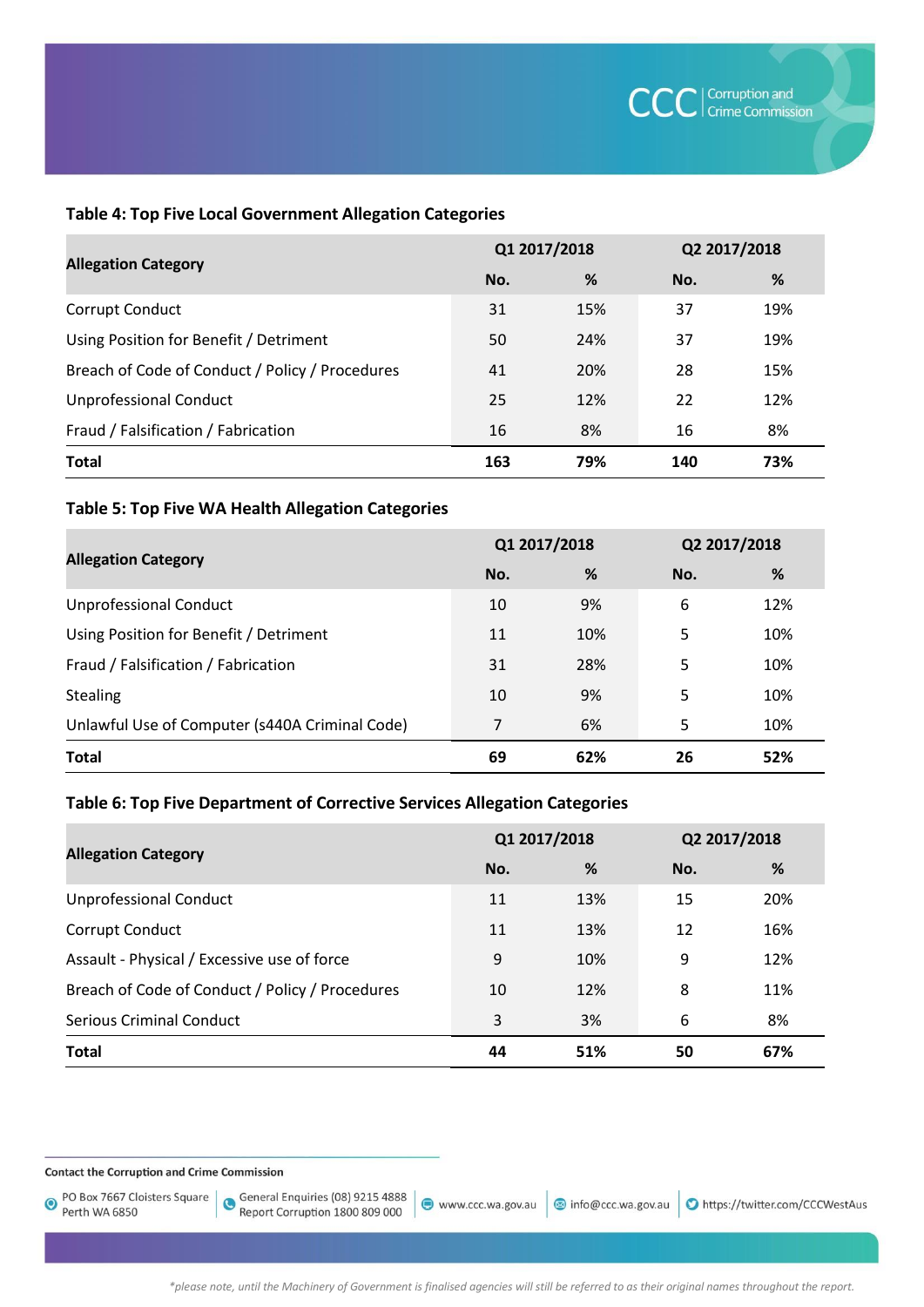**Table 4: Top Five Local Government Allegation Categories**

| Allegation Category | Q1 2017/2018 | | Q2 2017/2018 | |
|---|---|---|---|---|
| | No. | % | No. | % |
| Corrupt Conduct | 31 | 15% | 37 | 19% |
| Using Position for Benefit / Detriment | 50 | 24% | 37 | 19% |
| Breach of Code of Conduct / Policy / Procedures | 41 | 20% | 28 | 15% |
| Unprofessional Conduct | 25 | 12% | 22 | 12% |
| Fraud / Falsification / Fabrication | 16 | 8% | 16 | 8% |
| **Total** | **163** | **79%** | **140** | **73%** |

**Table 5: Top Five WA Health Allegation Categories**

| Allegation Category | Q1 2017/2018 | | Q2 2017/2018 | |
|---|---|---|---|---|
| | No. | % | No. | % |
| Unprofessional Conduct | 10 | 9% | 6 | 12% |
| Using Position for Benefit / Detriment | 11 | 10% | 5 | 10% |
| Fraud / Falsification / Fabrication | 31 | 28% | 5 | 10% |
| Stealing | 10 | 9% | 5 | 10% |
| Unlawful Use of Computer (s440A Criminal Code) | 7 | 6% | 5 | 10% |
| **Total** | **69** | **62%** | **26** | **52%** |

**Table 6: Top Five Department of Corrective Services Allegation Categories**

| Allegation Category | Q1 2017/2018 | | Q2 2017/2018 | |
|---|---|---|---|---|
| | No. | % | No. | % |
| Unprofessional Conduct | 11 | 13% | 15 | 20% |
| Corrupt Conduct | 11 | 13% | 12 | 16% |
| Assault - Physical / Excessive use of force | 9 | 10% | 9 | 12% |
| Breach of Code of Conduct / Policy / Procedures | 10 | 12% | 8 | 11% |
| Serious Criminal Conduct | 3 | 3% | 6 | 8% |
| **Total** | **44** | **51%** | **50** | **67%** |

*please note, until the Machinery of Government is finalised agencies will still be referred to as their original names throughout the report.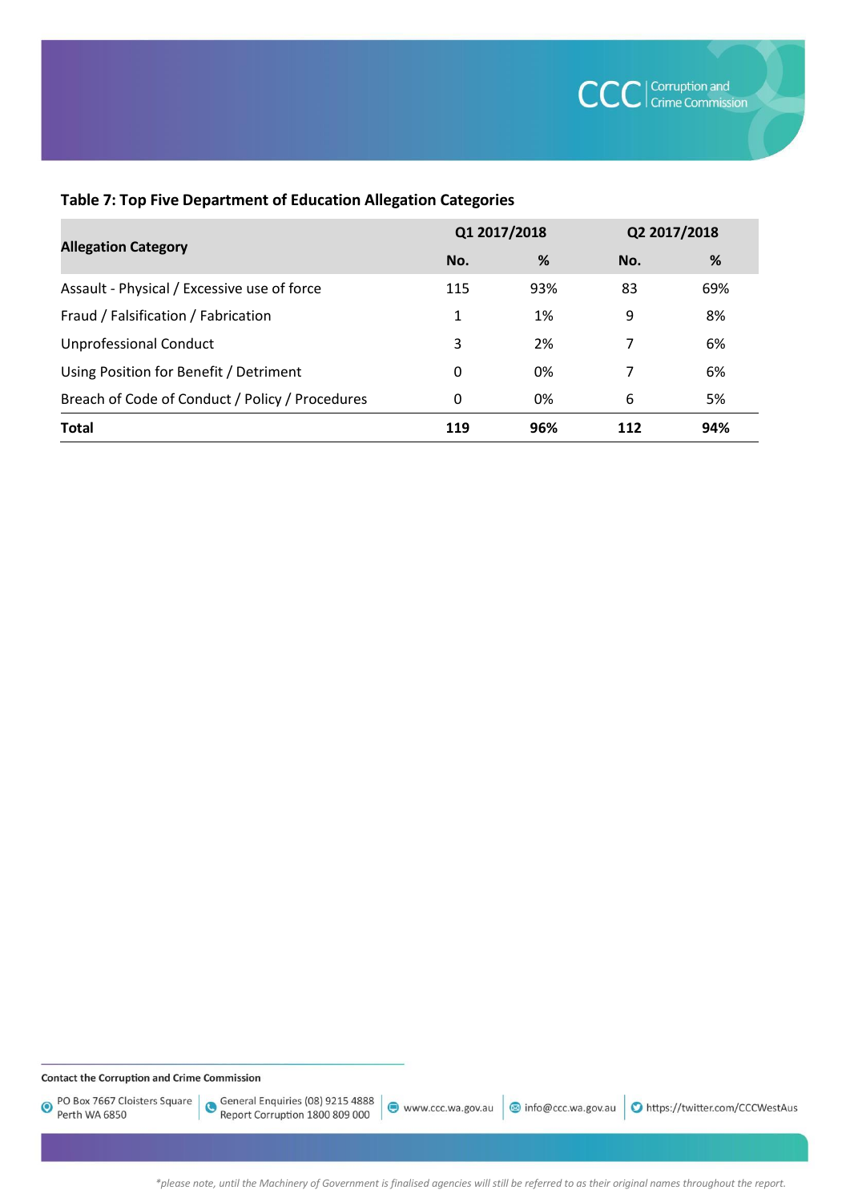**Table 7: Top Five Department of Education Allegation Categories**

| Allegation Category | Q1 2017/2018 | | Q2 2017/2018 | |
|---|---|---|---|---|
| | No. | % | No. | % |
| Assault - Physical / Excessive use of force | 115 | 93% | 83 | 69% |
| Fraud / Falsification / Fabrication | 1 | 1% | 9 | 8% |
| Unprofessional Conduct | 3 | 2% | 7 | 6% |
| Using Position for Benefit / Detriment | 0 | 0% | 7 | 6% |
| Breach of Code of Conduct / Policy / Procedures | 0 | 0% | 6 | 5% |
| **Total** | **119** | **96%** | **112** | **94%** |

**Contact the Corruption and Crime Commission**

PO Box 7667 Cloisters Square Perth WA 6850 | General Enquiries (08) 9215 4888 Report Corruption 1800 809 000 | www.ccc.wa.gov.au | info@ccc.wa.gov.au | https://twitter.com/CCCWestAus

*please note, until the Machinery of Government is finalised agencies will still be referred to as their original names throughout the report.